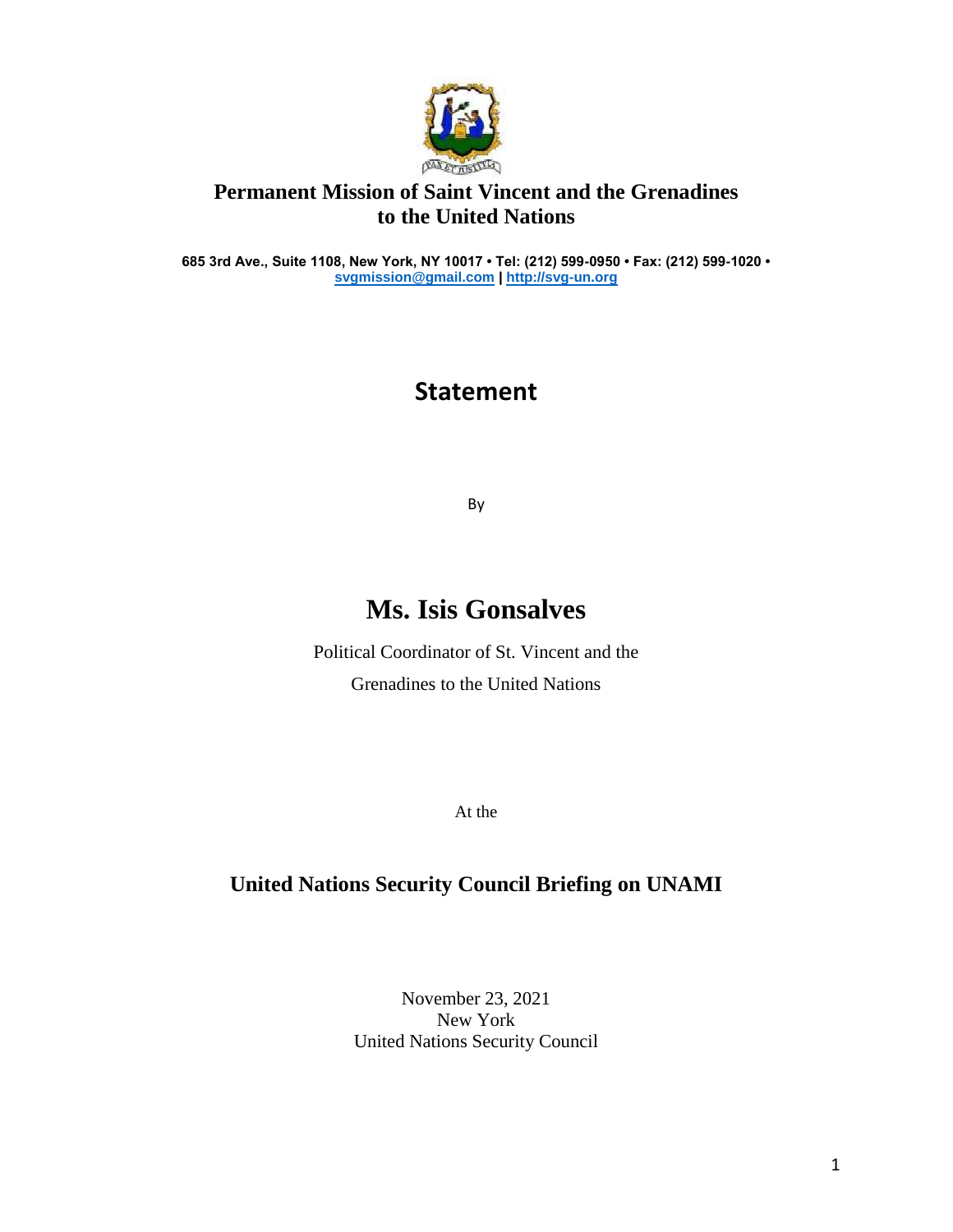**Permanent Mission of Saint Vincent and the Grenadines to the United Nations**

**685 3rd Ave., Suite 1108, New York, NY 10017 • Tel: (212) 599-0950 • Fax: (212) 599-1020 • svgmission@gmail.com | http://svg-un.org**

# Statement

By

# Ms. Isis Gonsalves

Political Coordinator of St. Vincent and the Grenadines to the United Nations

At the

## United Nations Security Council Briefing on UNAMI

November 23, 2021
New York
United Nations Security Council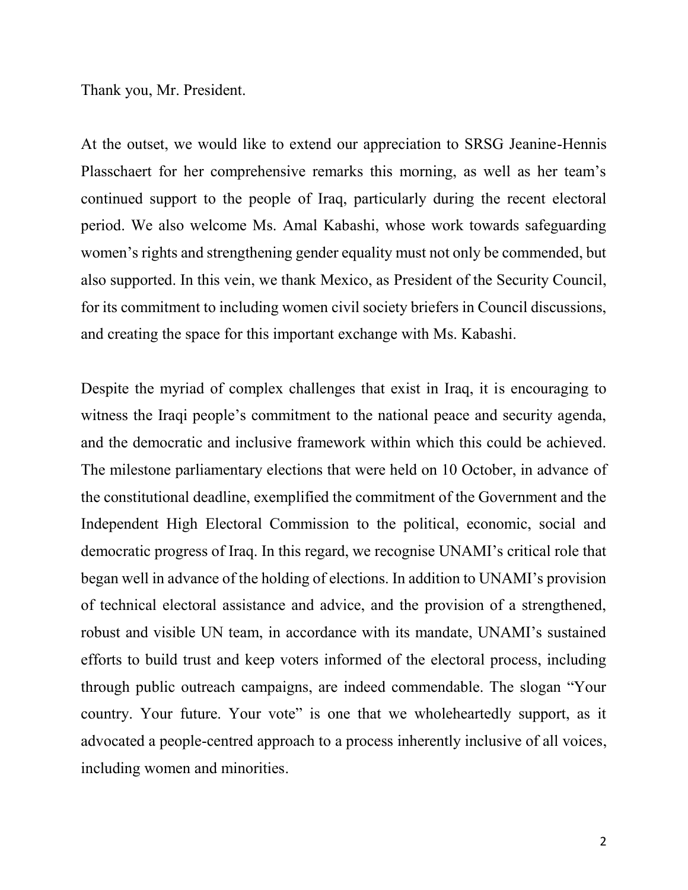Thank you, Mr. President.

At the outset, we would like to extend our appreciation to SRSG Jeanine-Hennis Plasschaert for her comprehensive remarks this morning, as well as her team's continued support to the people of Iraq, particularly during the recent electoral period. We also welcome Ms. Amal Kabashi, whose work towards safeguarding women's rights and strengthening gender equality must not only be commended, but also supported. In this vein, we thank Mexico, as President of the Security Council, for its commitment to including women civil society briefers in Council discussions, and creating the space for this important exchange with Ms. Kabashi.

Despite the myriad of complex challenges that exist in Iraq, it is encouraging to witness the Iraqi people's commitment to the national peace and security agenda, and the democratic and inclusive framework within which this could be achieved. The milestone parliamentary elections that were held on 10 October, in advance of the constitutional deadline, exemplified the commitment of the Government and the Independent High Electoral Commission to the political, economic, social and democratic progress of Iraq. In this regard, we recognise UNAMI's critical role that began well in advance of the holding of elections. In addition to UNAMI's provision of technical electoral assistance and advice, and the provision of a strengthened, robust and visible UN team, in accordance with its mandate, UNAMI's sustained efforts to build trust and keep voters informed of the electoral process, including through public outreach campaigns, are indeed commendable. The slogan "Your country. Your future. Your vote" is one that we wholeheartedly support, as it advocated a people-centred approach to a process inherently inclusive of all voices, including women and minorities.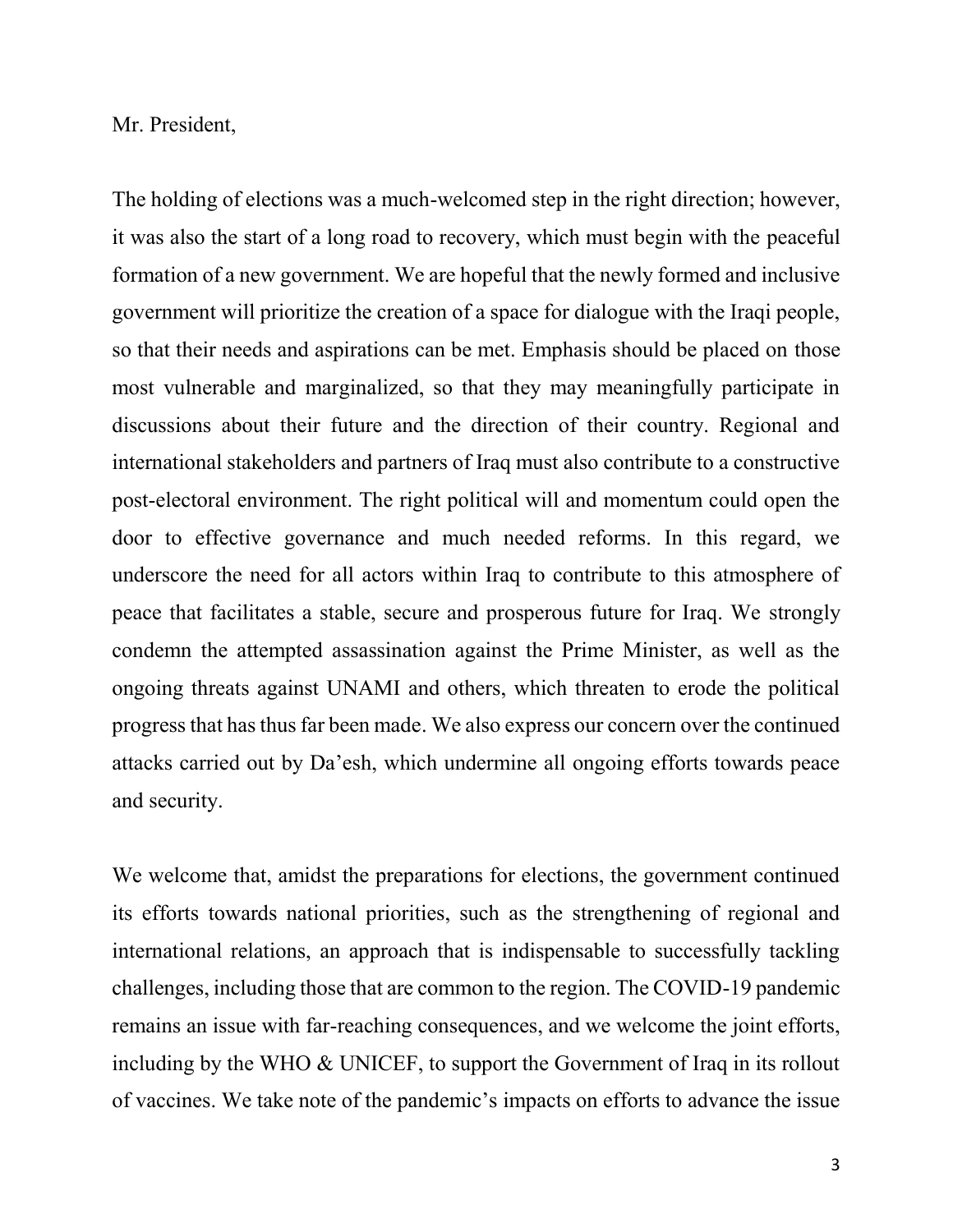Mr. President,

The holding of elections was a much-welcomed step in the right direction; however, it was also the start of a long road to recovery, which must begin with the peaceful formation of a new government. We are hopeful that the newly formed and inclusive government will prioritize the creation of a space for dialogue with the Iraqi people, so that their needs and aspirations can be met. Emphasis should be placed on those most vulnerable and marginalized, so that they may meaningfully participate in discussions about their future and the direction of their country. Regional and international stakeholders and partners of Iraq must also contribute to a constructive post-electoral environment. The right political will and momentum could open the door to effective governance and much needed reforms. In this regard, we underscore the need for all actors within Iraq to contribute to this atmosphere of peace that facilitates a stable, secure and prosperous future for Iraq. We strongly condemn the attempted assassination against the Prime Minister, as well as the ongoing threats against UNAMI and others, which threaten to erode the political progress that has thus far been made. We also express our concern over the continued attacks carried out by Da'esh, which undermine all ongoing efforts towards peace and security.

We welcome that, amidst the preparations for elections, the government continued its efforts towards national priorities, such as the strengthening of regional and international relations, an approach that is indispensable to successfully tackling challenges, including those that are common to the region. The COVID-19 pandemic remains an issue with far-reaching consequences, and we welcome the joint efforts, including by the WHO & UNICEF, to support the Government of Iraq in its rollout of vaccines. We take note of the pandemic's impacts on efforts to advance the issue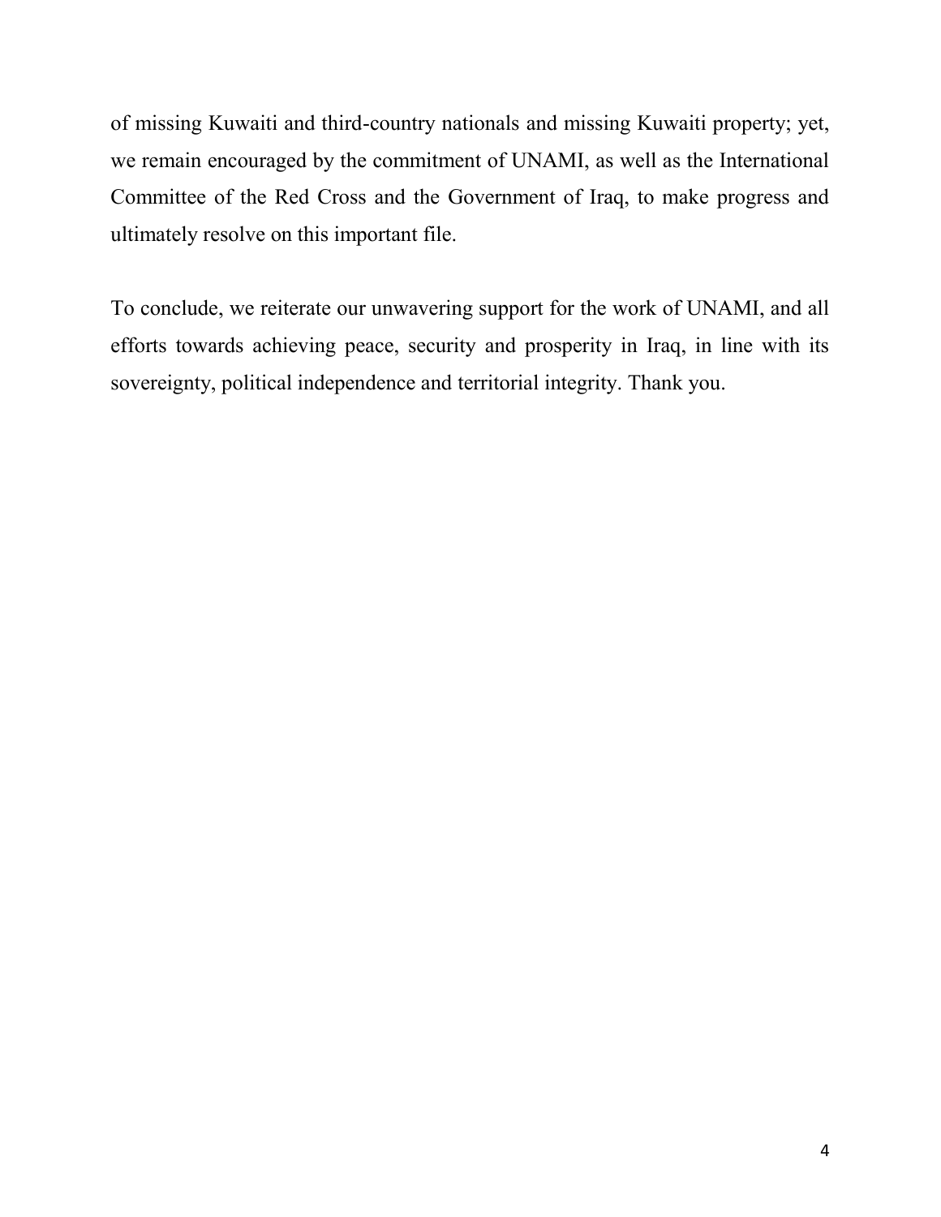of missing Kuwaiti and third-country nationals and missing Kuwaiti property; yet, we remain encouraged by the commitment of UNAMI, as well as the International Committee of the Red Cross and the Government of Iraq, to make progress and ultimately resolve on this important file.

To conclude, we reiterate our unwavering support for the work of UNAMI, and all efforts towards achieving peace, security and prosperity in Iraq, in line with its sovereignty, political independence and territorial integrity. Thank you.